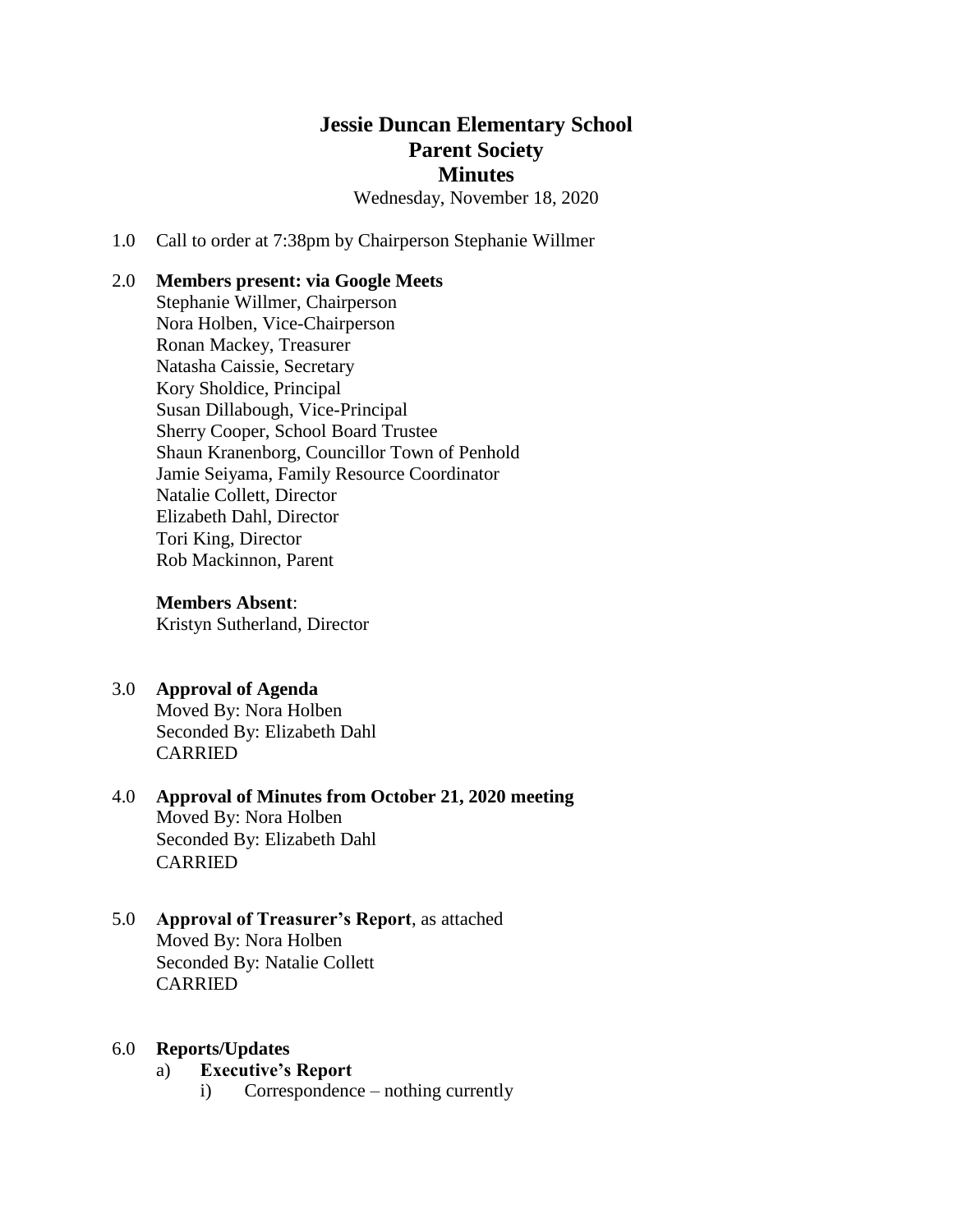# Jessie Duncan Elementary School
## Parent Society
## Minutes

Wednesday, November 18, 2020

1.0 Call to order at 7:38pm by Chairperson Stephanie Willmer

2.0 **Members present: via Google Meets**
Stephanie Willmer, Chairperson
Nora Holben, Vice-Chairperson
Ronan Mackey, Treasurer
Natasha Caissie, Secretary
Kory Sholdice, Principal
Susan Dillabough, Vice-Principal
Sherry Cooper, School Board Trustee
Shaun Kranenborg, Councillor Town of Penhold
Jamie Seiyama, Family Resource Coordinator
Natalie Collett, Director
Elizabeth Dahl, Director
Tori King, Director
Rob Mackinnon, Parent

**Members Absent**:
Kristyn Sutherland, Director

3.0 **Approval of Agenda**
Moved By: Nora Holben
Seconded By: Elizabeth Dahl
CARRIED

4.0 **Approval of Minutes from October 21, 2020 meeting**
Moved By: Nora Holben
Seconded By: Elizabeth Dahl
CARRIED

5.0 **Approval of Treasurer's Report**, as attached
Moved By: Nora Holben
Seconded By: Natalie Collett
CARRIED

6.0 **Reports/Updates**

a) **Executive's Report**

i) Correspondence – nothing currently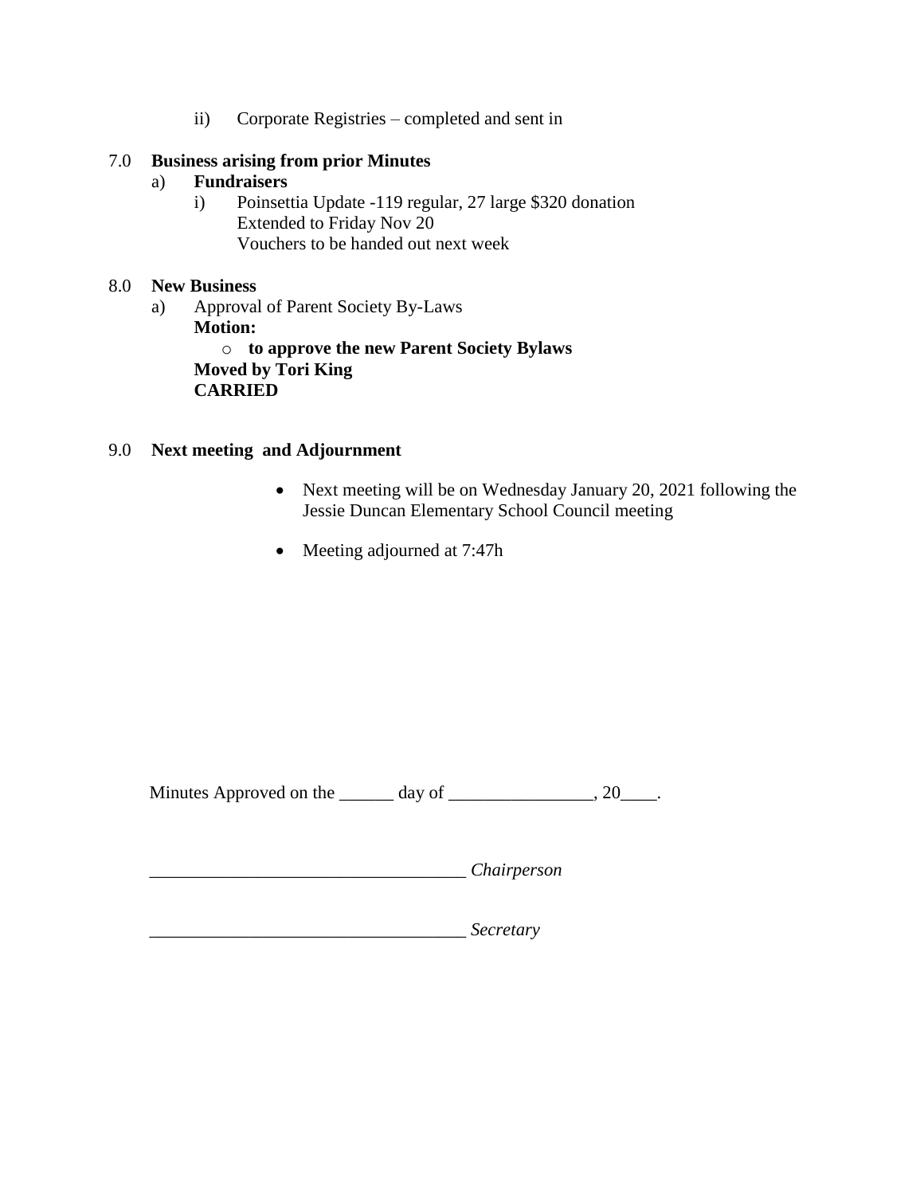ii) Corporate Registries – completed and sent in

7.0 **Business arising from prior Minutes**

a) **Fundraisers**

i) Poinsettia Update -119 regular, 27 large $320 donation
Extended to Friday Nov 20
Vouchers to be handed out next week

8.0 **New Business**

a) Approval of Parent Society By-Laws
**Motion:**
- **to approve the new Parent Society Bylaws**

**Moved by Tori King**
**CARRIED**

9.0 **Next meeting and Adjournment**

- Next meeting will be on Wednesday January 20, 2021 following the Jessie Duncan Elementary School Council meeting
- Meeting adjourned at 7:47h

Minutes Approved on the ______ day of ________________, 20____.

___________________________________ *Chairperson*

___________________________________ *Secretary*